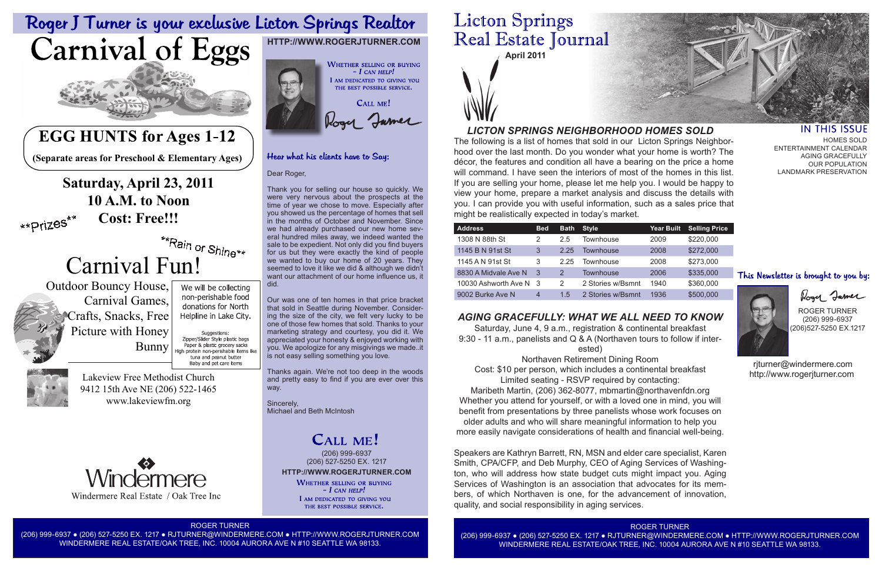# Roger J Turner is your exclusive Licton Springs Realtor

# Carnival of Eggs

## EGG HUNTS for Ages 1-12

**(Separate areas for Preschool & Elementary Ages)**

**Saturday, April 23, 2011**
**10 A.M. to Noon**
**Cost: Free!!!**

**Prizes**

**Rain or Shine**

## Carnival Fun!

Outdoor Bouncy House, Carnival Games, Crafts, Snacks, Free Picture with Honey Bunny

We will be collecting non-perishable food donations for North Helpline in Lake City.

Suggestions:
Zipper/Slider Style plastic bags
Paper & plastic grocery sacks
High protein non-perishable items like tuna and peanut butter
Baby and pet care items

Lakeview Free Methodist Church
9412 15th Ave NE (206) 522-1465
www.lakeviewfm.org

Windermere
Windermere Real Estate / Oak Tree Inc

HTTP://WWW.ROGERJTURNER.COM

WHETHER SELLING OR BUYING – I CAN HELP!
I AM DEDICATED TO GIVING YOU THE BEST POSSIBLE SERVICE.

CALL ME!

Roger Turner

### Hear what his clients have to Say:

Dear Roger,

Thank you for selling our house so quickly. We were very nervous about the prospects at the time of year we chose to move. Especially after you showed us the percentage of homes that sell in the months of October and November. Since we had already purchased our new home several hundred miles away, we indeed wanted the sale to be expedient. Not only did you find buyers for us but they were exactly the kind of people we wanted to buy our home of 20 years. They seemed to love it like we did & although we didn't want our attachment of our home influence us, it did.

Our was one of ten homes in that price bracket that sold in Seattle during November. Considering the size of the city, we felt very lucky to be one of those few homes that sold. Thanks to your marketing strategy and courtesy, you did it. We appreciated your honesty & enjoyed working with you. We apologize for any misgivings we made..it is not easy selling something you love.

Thanks again. We're not too deep in the woods and pretty easy to find if you are ever over this way.

Sincerely,
Michael and Beth McIntosh

## CALL ME!

(206) 999-6937
(206) 527-5250 EX. 1217
HTTP://WWW.ROGERJTURNER.COM

WHETHER SELLING OR BUYING – I CAN HELP!
I AM DEDICATED TO GIVING YOU THE BEST POSSIBLE SERVICE.

ROGER TURNER
(206) 999-6937 ● (206) 527-5250 EX. 1217 ● RJTURNER@WINDERMERE.COM ● HTTP://WWW.ROGERJTURNER.COM
WINDERMERE REAL ESTATE/OAK TREE, INC. 10004 AURORA AVE N #10 SEATTLE WA 98133.

# Licton Springs Real Estate Journal

**April 2011**

## IN THIS ISSUE

HOMES SOLD
ENTERTAINMENT CALENDAR
AGING GRACEFULLY
OUR POPULATION
LANDMARK PRESERVATION

## *LICTON SPRINGS NEIGHBORHOOD HOMES SOLD*

The following is a list of homes that sold in our Licton Springs Neighborhood over the last month. Do you wonder what your home is worth? The décor, the features and condition all have a bearing on the price a home will command. I have seen the interiors of most of the homes in this list. If you are selling your home, please let me help you. I would be happy to view your home, prepare a market analysis and discuss the details with you. I can provide you with useful information, such as a sales price that might be realistically expected in today's market.

| Address | Bed | Bath | Style | Year Built | Selling Price |
|---|---|---|---|---|---|
| 1308 N 88th St | 2 | 2.5 | Townhouse | 2009 | $220,000 |
| 1145 B N 91st St | 3 | 2.25 | Townhouse | 2008 | $272,000 |
| 1145 A N 91st St | 3 | 2.25 | Townhouse | 2008 | $273,000 |
| 8830 A Midvale Ave N | 3 | 2 | Townhouse | 2006 | $335,000 |
| 10030 Ashworth Ave N | 3 | 2 | 2 Stories w/Bsmnt | 1940 | $360,000 |
| 9002 Burke Ave N | 4 | 1.5 | 2 Stories w/Bsmnt | 1936 | $500,000 |

## *AGING GRACEFULLY: WHAT WE ALL NEED TO KNOW*

Saturday, June 4, 9 a.m., registration & continental breakfast
9:30 - 11 a.m., panelists and Q & A (Northaven tours to follow if interested)
Northaven Retirement Dining Room
Cost: $10 per person, which includes a continental breakfast
Limited seating - RSVP required by contacting:
Maribeth Martin, (206) 362-8077, mbmartin@northavenfdn.org
Whether you attend for yourself, or with a loved one in mind, you will benefit from presentations by three panelists whose work focuses on older adults and who will share meaningful information to help you more easily navigate considerations of health and financial well-being.

Speakers are Kathryn Barrett, RN, MSN and elder care specialist, Karen Smith, CPA/CFP, and Deb Murphy, CEO of Aging Services of Washington, who will address how state budget cuts might impact you. Aging Services of Washington is an association that advocates for its members, of which Northaven is one, for the advancement of innovation, quality, and social responsibility in aging services.

### This Newsletter is brought to you by:

ROGER TURNER
(206) 999-6937
(206)527-5250 EX.1217

rjturner@windermere.com
http://www.rogerjturner.com

ROGER TURNER
(206) 999-6937 ● (206) 527-5250 EX. 1217 ● RJTURNER@WINDERMERE.COM ● HTTP://WWW.ROGERJTURNER.COM
WINDERMERE REAL ESTATE/OAK TREE, INC. 10004 AURORA AVE N #10 SEATTLE WA 98133.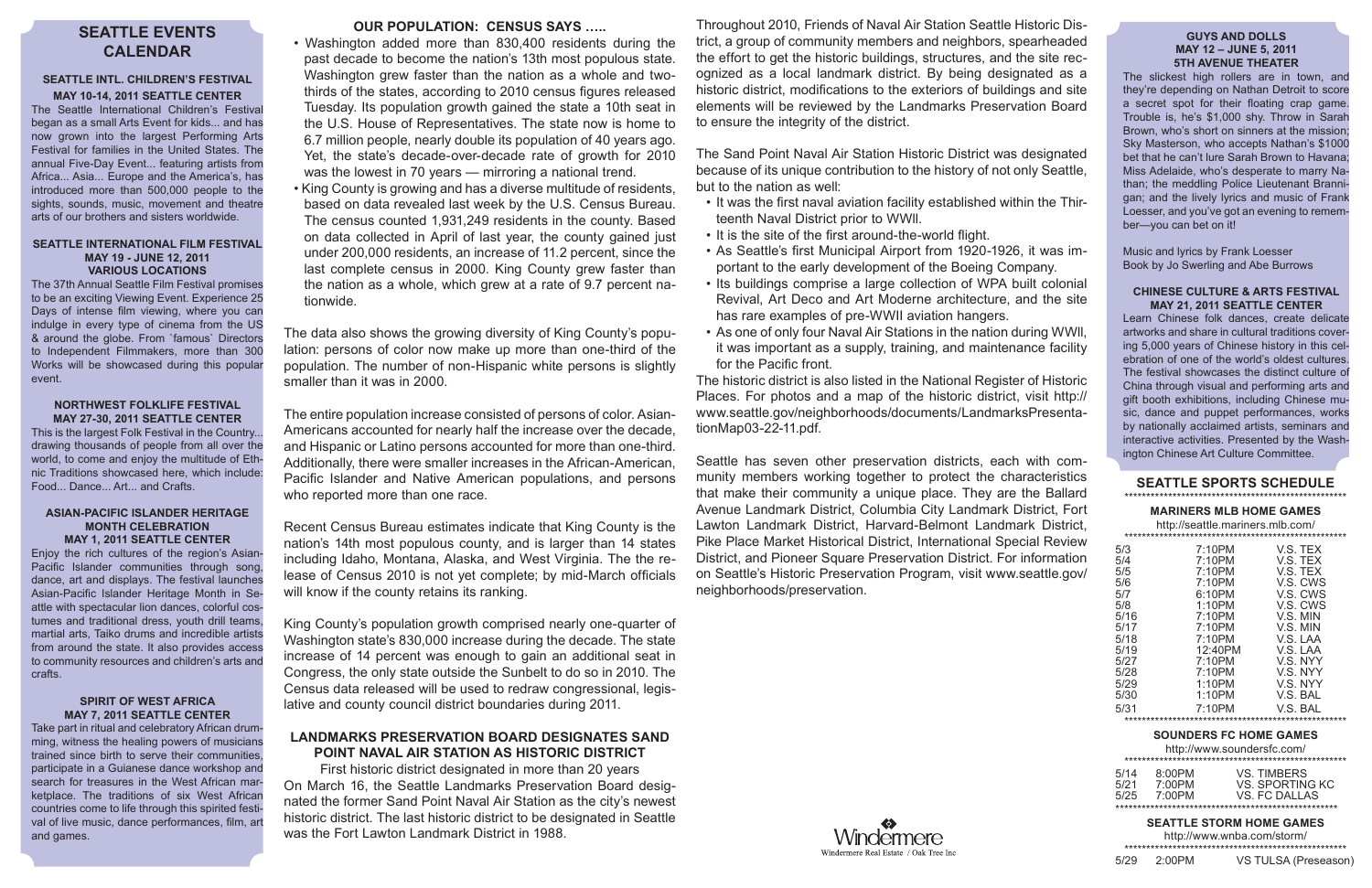# SEATTLE EVENTS CALENDAR

### SEATTLE INTL. CHILDREN'S FESTIVAL

**MAY 10-14, 2011 SEATTLE CENTER**

The Seattle International Children's Festival began as a small Arts Event for kids... and has now grown into the largest Performing Arts Festival for families in the United States. The annual Five-Day Event... featuring artists from Africa... Asia... Europe and the America's, has introduced more than 500,000 people to the sights, sounds, music, movement and theatre arts of our brothers and sisters worldwide.

### SEATTLE INTERNATIONAL FILM FESTIVAL

**MAY 19 - JUNE 12, 2011**
**VARIOUS LOCATIONS**

The 37th Annual Seattle Film Festival promises to be an exciting Viewing Event. Experience 25 Days of intense film viewing, where you can indulge in every type of cinema from the US & around the globe. From `famous` Directors to Independent Filmmakers, more than 300 Works will be showcased during this popular event.

### NORTHWEST FOLKLIFE FESTIVAL

**MAY 27-30, 2011 SEATTLE CENTER**

This is the largest Folk Festival in the Country... drawing thousands of people from all over the world, to come and enjoy the multitude of Ethnic Traditions showcased here, which include: Food... Dance... Art... and Crafts.

### ASIAN-PACIFIC ISLANDER HERITAGE MONTH CELEBRATION

**MAY 1, 2011 SEATTLE CENTER**

Enjoy the rich cultures of the region's Asian-Pacific Islander communities through song, dance, art and displays. The festival launches Asian-Pacific Islander Heritage Month in Seattle with spectacular lion dances, colorful costumes and traditional dress, youth drill teams, martial arts, Taiko drums and incredible artists from around the state. It also provides access to community resources and children's arts and crafts.

### SPIRIT OF WEST AFRICA

**MAY 7, 2011 SEATTLE CENTER**

Take part in ritual and celebratory African drumming, witness the healing powers of musicians trained since birth to serve their communities, participate in a Guianese dance workshop and search for treasures in the West African marketplace. The traditions of six West African countries come to life through this spirited festival of live music, dance performances, film, art and games.

## OUR POPULATION: CENSUS SAYS …..

- Washington added more than 830,400 residents during the past decade to become the nation's 13th most populous state. Washington grew faster than the nation as a whole and two-thirds of the states, according to 2010 census figures released Tuesday. Its population growth gained the state a 10th seat in the U.S. House of Representatives. The state now is home to 6.7 million people, nearly double its population of 40 years ago. Yet, the state's decade-over-decade rate of growth for 2010 was the lowest in 70 years — mirroring a national trend.
- King County is growing and has a diverse multitude of residents, based on data revealed last week by the U.S. Census Bureau. The census counted 1,931,249 residents in the county. Based on data collected in April of last year, the county gained just under 200,000 residents, an increase of 11.2 percent, since the last complete census in 2000. King County grew faster than the nation as a whole, which grew at a rate of 9.7 percent nationwide.

The data also shows the growing diversity of King County's population: persons of color now make up more than one-third of the population. The number of non-Hispanic white persons is slightly smaller than it was in 2000.

The entire population increase consisted of persons of color. Asian-Americans accounted for nearly half the increase over the decade, and Hispanic or Latino persons accounted for more than one-third. Additionally, there were smaller increases in the African-American, Pacific Islander and Native American populations, and persons who reported more than one race.

Recent Census Bureau estimates indicate that King County is the nation's 14th most populous county, and is larger than 14 states including Idaho, Montana, Alaska, and West Virginia. The the release of Census 2010 is not yet complete; by mid-March officials will know if the county retains its ranking.

King County's population growth comprised nearly one-quarter of Washington state's 830,000 increase during the decade. The state increase of 14 percent was enough to gain an additional seat in Congress, the only state outside the Sunbelt to do so in 2010. The Census data released will be used to redraw congressional, legislative and county council district boundaries during 2011.

## LANDMARKS PRESERVATION BOARD DESIGNATES SAND POINT NAVAL AIR STATION AS HISTORIC DISTRICT

First historic district designated in more than 20 years

On March 16, the Seattle Landmarks Preservation Board designated the former Sand Point Naval Air Station as the city's newest historic district. The last historic district to be designated in Seattle was the Fort Lawton Landmark District in 1988.

Throughout 2010, Friends of Naval Air Station Seattle Historic District, a group of community members and neighbors, spearheaded the effort to get the historic buildings, structures, and the site recognized as a local landmark district. By being designated as a historic district, modifications to the exteriors of buildings and site elements will be reviewed by the Landmarks Preservation Board to ensure the integrity of the district.

The Sand Point Naval Air Station Historic District was designated because of its unique contribution to the history of not only Seattle, but to the nation as well:

- It was the first naval aviation facility established within the Thirteenth Naval District prior to WWII.
- It is the site of the first around-the-world flight.
- As Seattle's first Municipal Airport from 1920-1926, it was important to the early development of the Boeing Company.
- Its buildings comprise a large collection of WPA built colonial Revival, Art Deco and Art Moderne architecture, and the site has rare examples of pre-WWII aviation hangers.
- As one of only four Naval Air Stations in the nation during WWII, it was important as a supply, training, and maintenance facility for the Pacific front.

The historic district is also listed in the National Register of Historic Places. For photos and a map of the historic district, visit http://www.seattle.gov/neighborhoods/documents/LandmarksPresentationMap03-22-11.pdf.

Seattle has seven other preservation districts, each with community members working together to protect the characteristics that make their community a unique place. They are the Ballard Avenue Landmark District, Columbia City Landmark District, Fort Lawton Landmark District, Harvard-Belmont Landmark District, Pike Place Market Historical District, International Special Review District, and Pioneer Square Preservation District. For information on Seattle's Historic Preservation Program, visit www.seattle.gov/neighborhoods/preservation.

Windermere
Windermere Real Estate / Oak Tree Inc

### GUYS AND DOLLS

**MAY 12 – JUNE 5, 2011**
**5TH AVENUE THEATER**

The slickest high rollers are in town, and they're depending on Nathan Detroit to score a secret spot for their floating crap game. Trouble is, he's $1,000 shy. Throw in Sarah Brown, who's short on sinners at the mission; Sky Masterson, who accepts Nathan's $1000 bet that he can't lure Sarah Brown to Havana; Miss Adelaide, who's desperate to marry Nathan; the meddling Police Lieutenant Brannigan; and the lively lyrics and music of Frank Loesser, and you've got an evening to remember—you can bet on it!

Music and lyrics by Frank Loesser
Book by Jo Swerling and Abe Burrows

### CHINESE CULTURE & ARTS FESTIVAL

**MAY 21, 2011 SEATTLE CENTER**

Learn Chinese folk dances, create delicate artworks and share in cultural traditions covering 5,000 years of Chinese history in this celebration of one of the world's oldest cultures. The festival showcases the distinct culture of China through visual and performing arts and gift booth exhibitions, including Chinese music, dance and puppet performances, works by nationally acclaimed artists, seminars and interactive activities. Presented by the Washington Chinese Art Culture Committee.

## SEATTLE SPORTS SCHEDULE

### MARINERS MLB HOME GAMES

http://seattle.mariners.mlb.com/

| | | |
|---|---|---|
| 5/3 | 7:10PM | V.S. TEX |
| 5/4 | 7:10PM | V.S. TEX |
| 5/5 | 7:10PM | V.S. TEX |
| 5/6 | 7:10PM | V.S. CWS |
| 5/7 | 6:10PM | V.S. CWS |
| 5/8 | 1:10PM | V.S. CWS |
| 5/16 | 7:10PM | V.S. MIN |
| 5/17 | 7:10PM | V.S. MIN |
| 5/18 | 7:10PM | V.S. LAA |
| 5/19 | 12:40PM | V.S. LAA |
| 5/27 | 7:10PM | V.S. NYY |
| 5/28 | 7:10PM | V.S. NYY |
| 5/29 | 1:10PM | V.S. NYY |
| 5/30 | 1:10PM | V.S. BAL |
| 5/31 | 7:10PM | V.S. BAL |

### SOUNDERS FC HOME GAMES

http://www.soundersfc.com/

| | | |
|---|---|---|
| 5/14 | 8:00PM | VS. TIMBERS |
| 5/21 | 7:00PM | VS. SPORTING KC |
| 5/25 | 7:00PM | VS. FC DALLAS |

### SEATTLE STORM HOME GAMES

http://www.wnba.com/storm/

| | | |
|---|---|---|
| 5/29 | 2:00PM | VS TULSA (Preseason) |